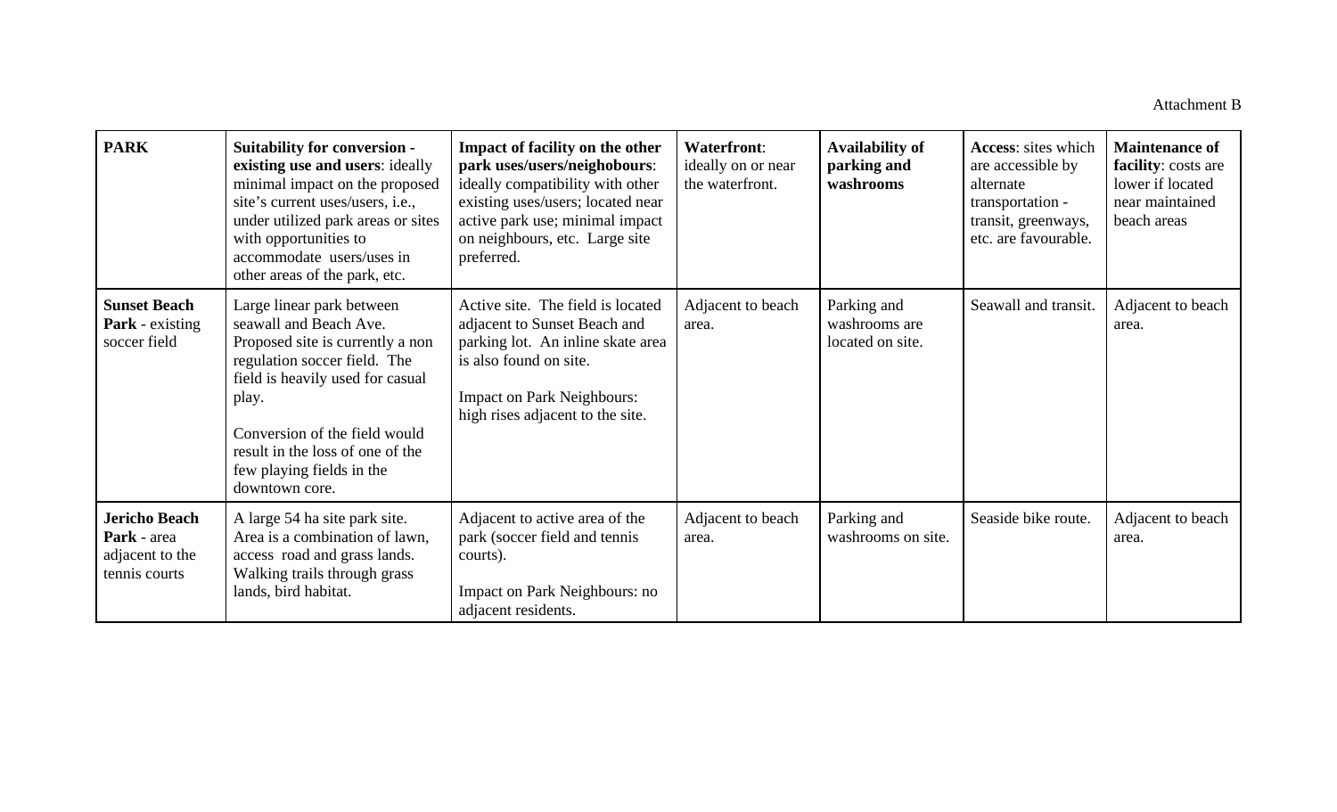Attachment B

| **PARK** | **Suitability for conversion - existing use and users**: ideally minimal impact on the proposed site's current uses/users, i.e., under utilized park areas or sites with opportunities to accommodate users/uses in other areas of the park, etc. | **Impact of facility on the other park uses/users/neighbours**: ideally compatibility with other existing uses/users; located near active park use; minimal impact on neighbours, etc. Large site preferred. | **Waterfront**: ideally on or near the waterfront. | **Availability of parking and washrooms** | **Access**: sites which are accessible by alternate transportation - transit, greenways, etc. are favourable. | **Maintenance of facility**: costs are lower if located near maintained beach areas |
|---|---|---|---|---|---|---|
| **Sunset Beach Park** - existing soccer field | Large linear park between seawall and Beach Ave. Proposed site is currently a non regulation soccer field. The field is heavily used for casual play.<br><br>Conversion of the field would result in the loss of one of the few playing fields in the downtown core. | Active site. The field is located adjacent to Sunset Beach and parking lot. An inline skate area is also found on site.<br><br>Impact on Park Neighbours: high rises adjacent to the site. | Adjacent to beach area. | Parking and washrooms are located on site. | Seawall and transit. | Adjacent to beach area. |
| **Jericho Beach Park** - area adjacent to the tennis courts | A large 54 ha site park site. Area is a combination of lawn, access road and grass lands. Walking trails through grass lands, bird habitat. | Adjacent to active area of the park (soccer field and tennis courts).<br><br>Impact on Park Neighbours: no adjacent residents. | Adjacent to beach area. | Parking and washrooms on site. | Seaside bike route. | Adjacent to beach area. |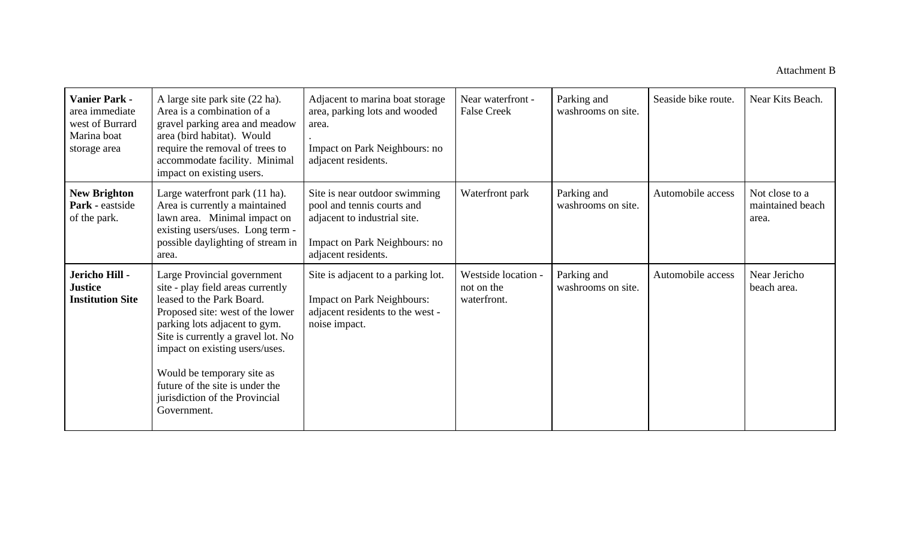Attachment B

| | | | | | | |
|---|---|---|---|---|---|---|
| **Vanier Park -** area immediate west of Burrard Marina boat storage area | A large site park site (22 ha). Area is a combination of a gravel parking area and meadow area (bird habitat). Would require the removal of trees to accommodate facility. Minimal impact on existing users. | Adjacent to marina boat storage area, parking lots and wooded area.<br>.<br>Impact on Park Neighbours: no adjacent residents. | Near waterfront - False Creek | Parking and washrooms on site. | Seaside bike route. | Near Kits Beach. |
| **New Brighton Park -** eastside of the park. | Large waterfront park (11 ha). Area is currently a maintained lawn area. Minimal impact on existing users/uses. Long term - possible daylighting of stream in area. | Site is near outdoor swimming pool and tennis courts and adjacent to industrial site.<br><br>Impact on Park Neighbours: no adjacent residents. | Waterfront park | Parking and washrooms on site. | Automobile access | Not close to a maintained beach area. |
| **Jericho Hill - Justice Institution Site** | Large Provincial government site - play field areas currently leased to the Park Board. Proposed site: west of the lower parking lots adjacent to gym. Site is currently a gravel lot. No impact on existing users/uses.<br><br>Would be temporary site as future of the site is under the jurisdiction of the Provincial Government. | Site is adjacent to a parking lot.<br><br>Impact on Park Neighbours: adjacent residents to the west - noise impact. | Westside location - not on the waterfront. | Parking and washrooms on site. | Automobile access | Near Jericho beach area. |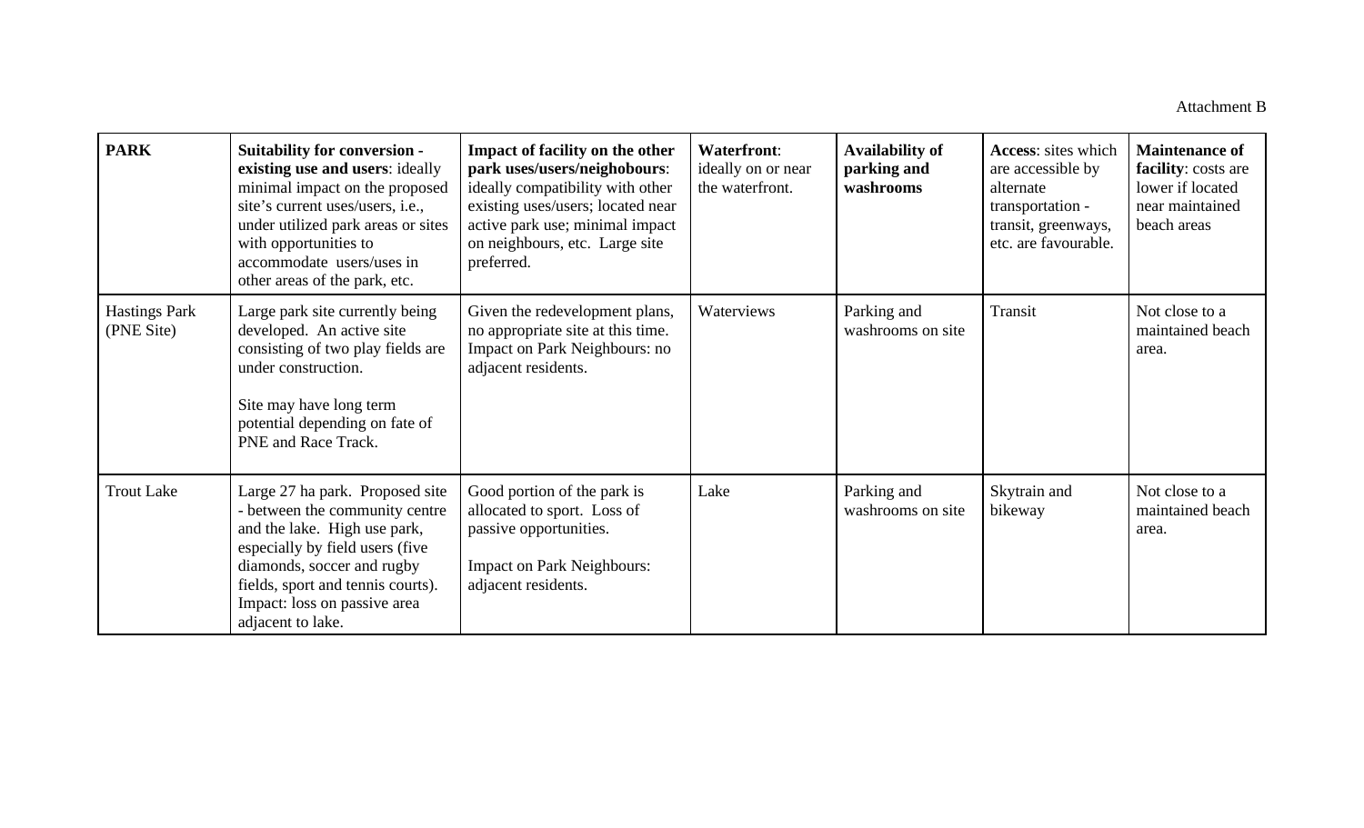Attachment B

| **PARK** | **Suitability for conversion - existing use and users**: ideally minimal impact on the proposed site's current uses/users, i.e., under utilized park areas or sites with opportunities to accommodate users/uses in other areas of the park, etc. | **Impact of facility on the other park uses/users/neighobours**: ideally compatibility with other existing uses/users; located near active park use; minimal impact on neighbours, etc. Large site preferred. | **Waterfront**: ideally on or near the waterfront. | **Availability of parking and washrooms** | **Access**: sites which are accessible by alternate transportation - transit, greenways, etc. are favourable. | **Maintenance of facility**: costs are lower if located near maintained beach areas |
|---|---|---|---|---|---|---|
| Hastings Park (PNE Site) | Large park site currently being developed. An active site consisting of two play fields are under construction.<br><br>Site may have long term potential depending on fate of PNE and Race Track. | Given the redevelopment plans, no appropriate site at this time. Impact on Park Neighbours: no adjacent residents. | Waterviews | Parking and washrooms on site | Transit | Not close to a maintained beach area. |
| Trout Lake | Large 27 ha park. Proposed site - between the community centre and the lake. High use park, especially by field users (five diamonds, soccer and rugby fields, sport and tennis courts). Impact: loss on passive area adjacent to lake. | Good portion of the park is allocated to sport. Loss of passive opportunities.<br><br>Impact on Park Neighbours: adjacent residents. | Lake | Parking and washrooms on site | Skytrain and bikeway | Not close to a maintained beach area. |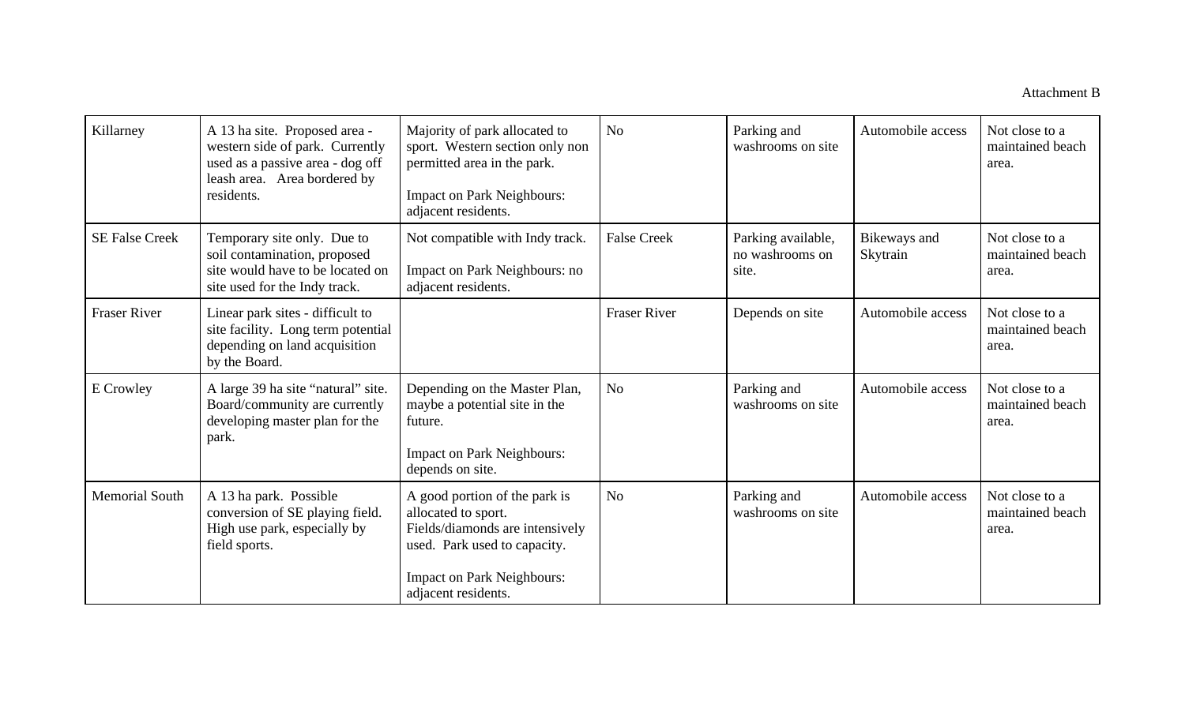Attachment B

| | | | | | | |
|---|---|---|---|---|---|---|
| Killarney | A 13 ha site. Proposed area - western side of park. Currently used as a passive area - dog off leash area. Area bordered by residents. | Majority of park allocated to sport. Western section only non permitted area in the park.<br><br>Impact on Park Neighbours: adjacent residents. | No | Parking and washrooms on site | Automobile access | Not close to a maintained beach area. |
| SE False Creek | Temporary site only. Due to soil contamination, proposed site would have to be located on site used for the Indy track. | Not compatible with Indy track.<br><br>Impact on Park Neighbours: no adjacent residents. | False Creek | Parking available, no washrooms on site. | Bikeways and Skytrain | Not close to a maintained beach area. |
| Fraser River | Linear park sites - difficult to site facility. Long term potential depending on land acquisition by the Board. | | Fraser River | Depends on site | Automobile access | Not close to a maintained beach area. |
| E Crowley | A large 39 ha site "natural" site. Board/community are currently developing master plan for the park. | Depending on the Master Plan, maybe a potential site in the future.<br><br>Impact on Park Neighbours: depends on site. | No | Parking and washrooms on site | Automobile access | Not close to a maintained beach area. |
| Memorial South | A 13 ha park. Possible conversion of SE playing field. High use park, especially by field sports. | A good portion of the park is allocated to sport. Fields/diamonds are intensively used. Park used to capacity.<br><br>Impact on Park Neighbours: adjacent residents. | No | Parking and washrooms on site | Automobile access | Not close to a maintained beach area. |